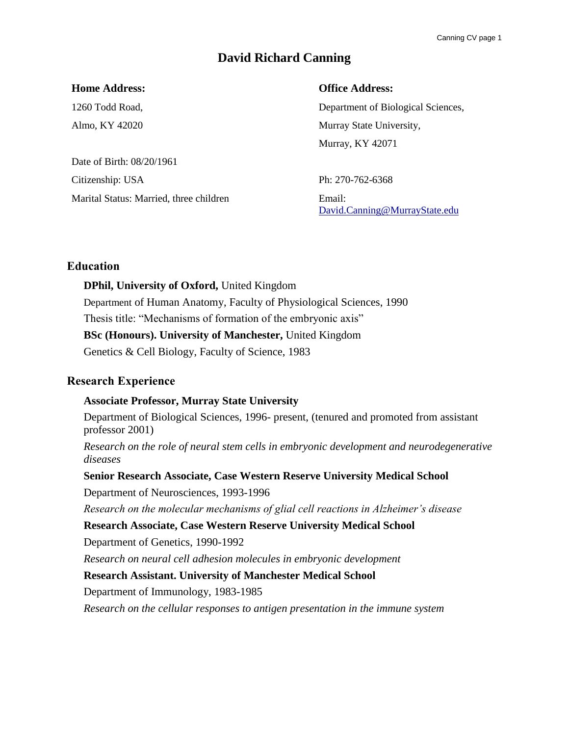# David Richard Canning

**Home Address:**

1260 Todd Road,

Almo, KY 42020

Date of Birth: 08/20/1961

Citizenship: USA

Marital Status: Married, three children

**Office Address:**

Department of Biological Sciences,

Murray State University,

Murray, KY 42071

Ph: 270-762-6368

Email: David.Canning@MurrayState.edu

## Education

**DPhil, University of Oxford,** United Kingdom

Department of Human Anatomy, Faculty of Physiological Sciences, 1990

Thesis title: "Mechanisms of formation of the embryonic axis"

**BSc (Honours). University of Manchester,** United Kingdom

Genetics & Cell Biology, Faculty of Science, 1983

## Research Experience

**Associate Professor, Murray State University**

Department of Biological Sciences, 1996- present, (tenured and promoted from assistant professor 2001)

*Research on the role of neural stem cells in embryonic development and neurodegenerative diseases*

**Senior Research Associate, Case Western Reserve University Medical School**

Department of Neurosciences, 1993-1996

*Research on the molecular mechanisms of glial cell reactions in Alzheimer's disease*

**Research Associate, Case Western Reserve University Medical School**

Department of Genetics, 1990-1992

*Research on neural cell adhesion molecules in embryonic development*

**Research Assistant. University of Manchester Medical School**

Department of Immunology, 1983-1985

*Research on the cellular responses to antigen presentation in the immune system*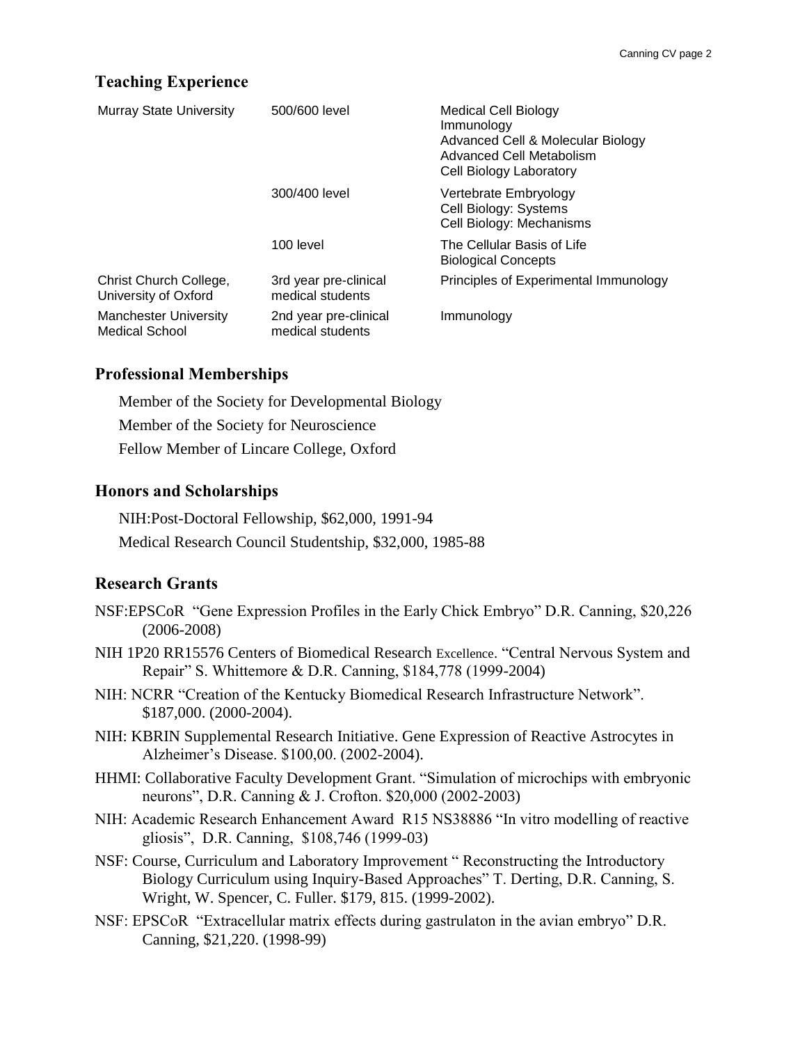## Teaching Experience

| | | |
|---|---|---|
| Murray State University | 500/600 level | Medical Cell Biology<br>Immunology<br>Advanced Cell & Molecular Biology<br>Advanced Cell Metabolism<br>Cell Biology Laboratory |
| | 300/400 level | Vertebrate Embryology<br>Cell Biology: Systems<br>Cell Biology: Mechanisms |
| | 100 level | The Cellular Basis of Life<br>Biological Concepts |
| Christ Church College, University of Oxford | 3rd year pre-clinical medical students | Principles of Experimental Immunology |
| Manchester University Medical School | 2nd year pre-clinical medical students | Immunology |

## Professional Memberships

Member of the Society for Developmental Biology

Member of the Society for Neuroscience

Fellow Member of Lincare College, Oxford

## Honors and Scholarships

NIH:Post-Doctoral Fellowship, $62,000, 1991-94

Medical Research Council Studentship, $32,000, 1985-88

## Research Grants

NSF:EPSCoR "Gene Expression Profiles in the Early Chick Embryo" D.R. Canning, $20,226 (2006-2008)

NIH 1P20 RR15576 Centers of Biomedical Research Excellence. "Central Nervous System and Repair" S. Whittemore & D.R. Canning, $184,778 (1999-2004)

NIH: NCRR "Creation of the Kentucky Biomedical Research Infrastructure Network". $187,000. (2000-2004).

NIH: KBRIN Supplemental Research Initiative. Gene Expression of Reactive Astrocytes in Alzheimer's Disease. $100,00. (2002-2004).

HHMI: Collaborative Faculty Development Grant. "Simulation of microchips with embryonic neurons", D.R. Canning & J. Crofton. $20,000 (2002-2003)

NIH: Academic Research Enhancement Award R15 NS38886 "In vitro modelling of reactive gliosis", D.R. Canning, $108,746 (1999-03)

NSF: Course, Curriculum and Laboratory Improvement " Reconstructing the Introductory Biology Curriculum using Inquiry-Based Approaches" T. Derting, D.R. Canning, S. Wright, W. Spencer, C. Fuller. $179, 815. (1999-2002).

NSF: EPSCoR "Extracellular matrix effects during gastrulaton in the avian embryo" D.R. Canning, $21,220. (1998-99)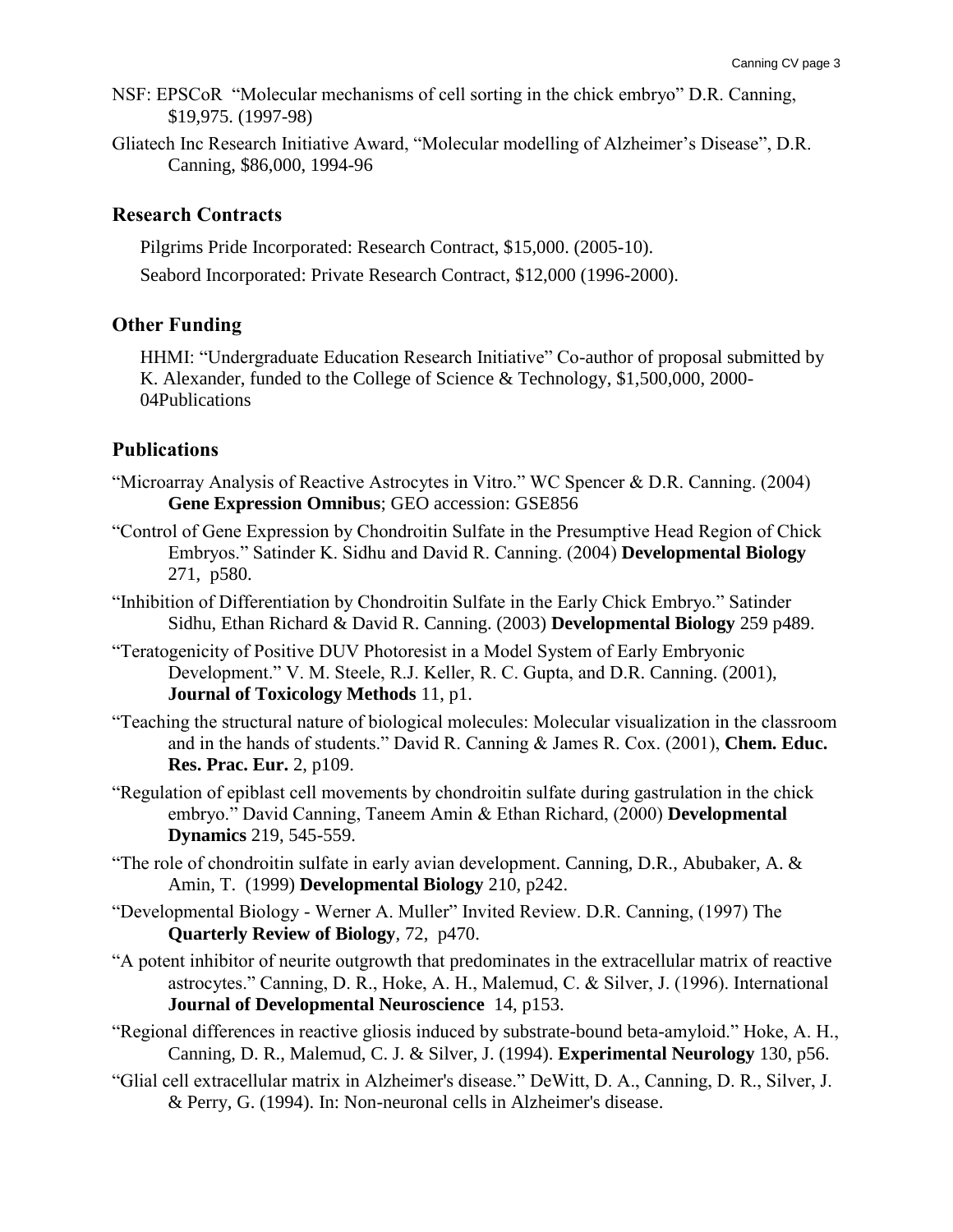NSF: EPSCoR "Molecular mechanisms of cell sorting in the chick embryo" D.R. Canning, $19,975. (1997-98)

Gliatech Inc Research Initiative Award, "Molecular modelling of Alzheimer's Disease", D.R. Canning, $86,000, 1994-96

## Research Contracts

Pilgrims Pride Incorporated: Research Contract, $15,000. (2005-10).

Seabord Incorporated: Private Research Contract, $12,000 (1996-2000).

## Other Funding

HHMI: "Undergraduate Education Research Initiative" Co-author of proposal submitted by K. Alexander, funded to the College of Science & Technology, $1,500,000, 2000-04Publications

## Publications

"Microarray Analysis of Reactive Astrocytes in Vitro." WC Spencer & D.R. Canning. (2004) **Gene Expression Omnibus**; GEO accession: GSE856

"Control of Gene Expression by Chondroitin Sulfate in the Presumptive Head Region of Chick Embryos." Satinder K. Sidhu and David R. Canning. (2004) **Developmental Biology** 271, p580.

"Inhibition of Differentiation by Chondroitin Sulfate in the Early Chick Embryo." Satinder Sidhu, Ethan Richard & David R. Canning. (2003) **Developmental Biology** 259 p489.

"Teratogenicity of Positive DUV Photoresist in a Model System of Early Embryonic Development." V. M. Steele, R.J. Keller, R. C. Gupta, and D.R. Canning. (2001), **Journal of Toxicology Methods** 11, p1.

"Teaching the structural nature of biological molecules: Molecular visualization in the classroom and in the hands of students." David R. Canning & James R. Cox. (2001), **Chem. Educ. Res. Prac. Eur.** 2, p109.

"Regulation of epiblast cell movements by chondroitin sulfate during gastrulation in the chick embryo." David Canning, Taneem Amin & Ethan Richard, (2000) **Developmental Dynamics** 219, 545-559.

"The role of chondroitin sulfate in early avian development. Canning, D.R., Abubaker, A. & Amin, T. (1999) **Developmental Biology** 210, p242.

"Developmental Biology - Werner A. Muller" Invited Review. D.R. Canning, (1997) The **Quarterly Review of Biology**, 72, p470.

"A potent inhibitor of neurite outgrowth that predominates in the extracellular matrix of reactive astrocytes." Canning, D. R., Hoke, A. H., Malemud, C. & Silver, J. (1996). International **Journal of Developmental Neuroscience** 14, p153.

"Regional differences in reactive gliosis induced by substrate-bound beta-amyloid." Hoke, A. H., Canning, D. R., Malemud, C. J. & Silver, J. (1994). **Experimental Neurology** 130, p56.

"Glial cell extracellular matrix in Alzheimer's disease." DeWitt, D. A., Canning, D. R., Silver, J. & Perry, G. (1994). In: Non-neuronal cells in Alzheimer's disease.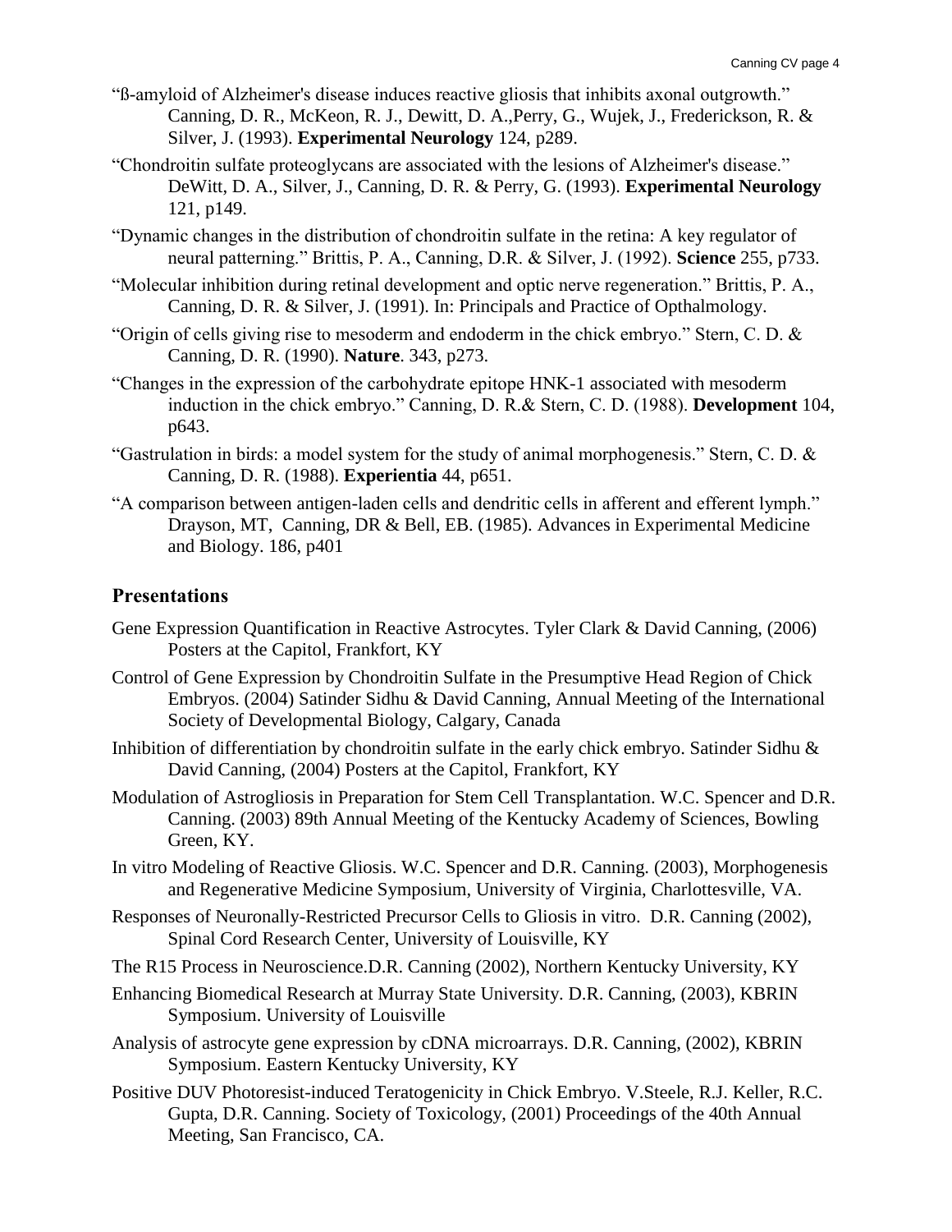"ß-amyloid of Alzheimer's disease induces reactive gliosis that inhibits axonal outgrowth." Canning, D. R., McKeon, R. J., Dewitt, D. A.,Perry, G., Wujek, J., Frederickson, R. & Silver, J. (1993). **Experimental Neurology** 124, p289.

"Chondroitin sulfate proteoglycans are associated with the lesions of Alzheimer's disease." DeWitt, D. A., Silver, J., Canning, D. R. & Perry, G. (1993). **Experimental Neurology** 121, p149.

"Dynamic changes in the distribution of chondroitin sulfate in the retina: A key regulator of neural patterning." Brittis, P. A., Canning, D.R. & Silver, J. (1992). **Science** 255, p733.

"Molecular inhibition during retinal development and optic nerve regeneration." Brittis, P. A., Canning, D. R. & Silver, J. (1991). In: Principals and Practice of Opthalmology.

"Origin of cells giving rise to mesoderm and endoderm in the chick embryo." Stern, C. D. & Canning, D. R. (1990). **Nature**. 343, p273.

"Changes in the expression of the carbohydrate epitope HNK-1 associated with mesoderm induction in the chick embryo." Canning, D. R.& Stern, C. D. (1988). **Development** 104, p643.

"Gastrulation in birds: a model system for the study of animal morphogenesis." Stern, C. D. & Canning, D. R. (1988). **Experientia** 44, p651.

"A comparison between antigen-laden cells and dendritic cells in afferent and efferent lymph." Drayson, MT, Canning, DR & Bell, EB. (1985). Advances in Experimental Medicine and Biology. 186, p401

## Presentations

Gene Expression Quantification in Reactive Astrocytes. Tyler Clark & David Canning, (2006) Posters at the Capitol, Frankfort, KY

Control of Gene Expression by Chondroitin Sulfate in the Presumptive Head Region of Chick Embryos. (2004) Satinder Sidhu & David Canning, Annual Meeting of the International Society of Developmental Biology, Calgary, Canada

Inhibition of differentiation by chondroitin sulfate in the early chick embryo. Satinder Sidhu & David Canning, (2004) Posters at the Capitol, Frankfort, KY

Modulation of Astrogliosis in Preparation for Stem Cell Transplantation. W.C. Spencer and D.R. Canning. (2003) 89th Annual Meeting of the Kentucky Academy of Sciences, Bowling Green, KY.

In vitro Modeling of Reactive Gliosis. W.C. Spencer and D.R. Canning. (2003), Morphogenesis and Regenerative Medicine Symposium, University of Virginia, Charlottesville, VA.

Responses of Neuronally-Restricted Precursor Cells to Gliosis in vitro. D.R. Canning (2002), Spinal Cord Research Center, University of Louisville, KY

The R15 Process in Neuroscience.D.R. Canning (2002), Northern Kentucky University, KY

Enhancing Biomedical Research at Murray State University. D.R. Canning, (2003), KBRIN Symposium. University of Louisville

Analysis of astrocyte gene expression by cDNA microarrays. D.R. Canning, (2002), KBRIN Symposium. Eastern Kentucky University, KY

Positive DUV Photoresist-induced Teratogenicity in Chick Embryo. V.Steele, R.J. Keller, R.C. Gupta, D.R. Canning. Society of Toxicology, (2001) Proceedings of the 40th Annual Meeting, San Francisco, CA.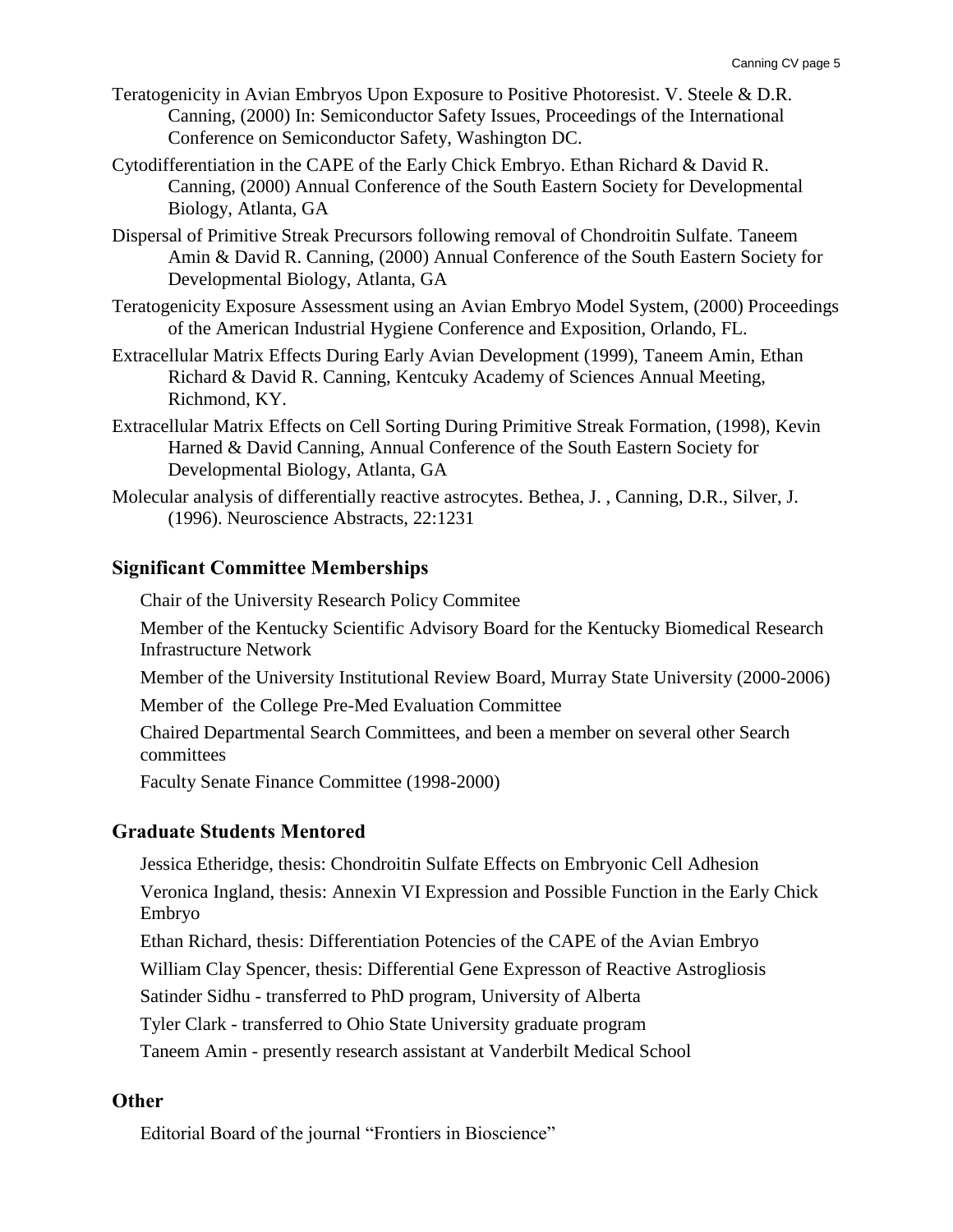Teratogenicity in Avian Embryos Upon Exposure to Positive Photoresist. V. Steele & D.R. Canning, (2000) In: Semiconductor Safety Issues, Proceedings of the International Conference on Semiconductor Safety, Washington DC.

Cytodifferentiation in the CAPE of the Early Chick Embryo. Ethan Richard & David R. Canning, (2000) Annual Conference of the South Eastern Society for Developmental Biology, Atlanta, GA

Dispersal of Primitive Streak Precursors following removal of Chondroitin Sulfate. Taneem Amin & David R. Canning, (2000) Annual Conference of the South Eastern Society for Developmental Biology, Atlanta, GA

Teratogenicity Exposure Assessment using an Avian Embryo Model System, (2000) Proceedings of the American Industrial Hygiene Conference and Exposition, Orlando, FL.

Extracellular Matrix Effects During Early Avian Development (1999), Taneem Amin, Ethan Richard & David R. Canning, Kentcuky Academy of Sciences Annual Meeting, Richmond, KY.

Extracellular Matrix Effects on Cell Sorting During Primitive Streak Formation, (1998), Kevin Harned & David Canning, Annual Conference of the South Eastern Society for Developmental Biology, Atlanta, GA

Molecular analysis of differentially reactive astrocytes. Bethea, J. , Canning, D.R., Silver, J. (1996). Neuroscience Abstracts, 22:1231

## Significant Committee Memberships

Chair of the University Research Policy Commitee

Member of the Kentucky Scientific Advisory Board for the Kentucky Biomedical Research Infrastructure Network

Member of the University Institutional Review Board, Murray State University (2000-2006)

Member of the College Pre-Med Evaluation Committee

Chaired Departmental Search Committees, and been a member on several other Search committees

Faculty Senate Finance Committee (1998-2000)

## Graduate Students Mentored

Jessica Etheridge, thesis: Chondroitin Sulfate Effects on Embryonic Cell Adhesion

Veronica Ingland, thesis: Annexin VI Expression and Possible Function in the Early Chick Embryo

Ethan Richard, thesis: Differentiation Potencies of the CAPE of the Avian Embryo

William Clay Spencer, thesis: Differential Gene Expresson of Reactive Astrogliosis

Satinder Sidhu - transferred to PhD program, University of Alberta

Tyler Clark - transferred to Ohio State University graduate program

Taneem Amin - presently research assistant at Vanderbilt Medical School

## Other

Editorial Board of the journal "Frontiers in Bioscience"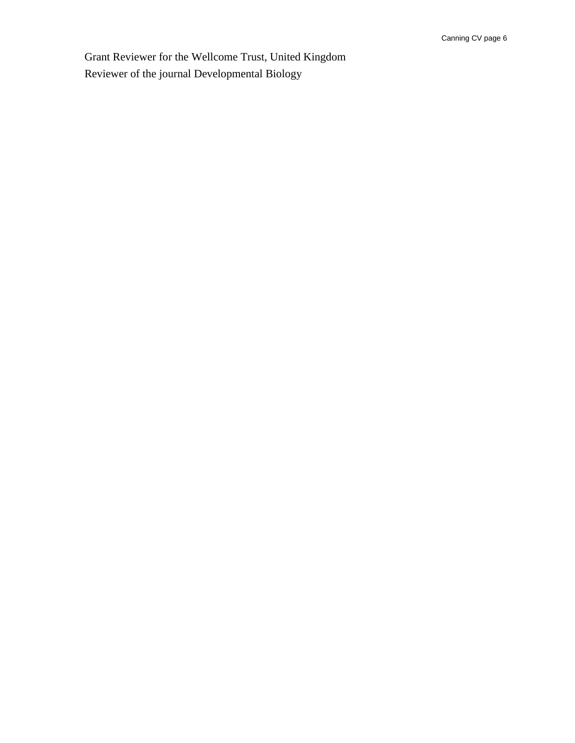Grant Reviewer for the Wellcome Trust, United Kingdom

Reviewer of the journal Developmental Biology